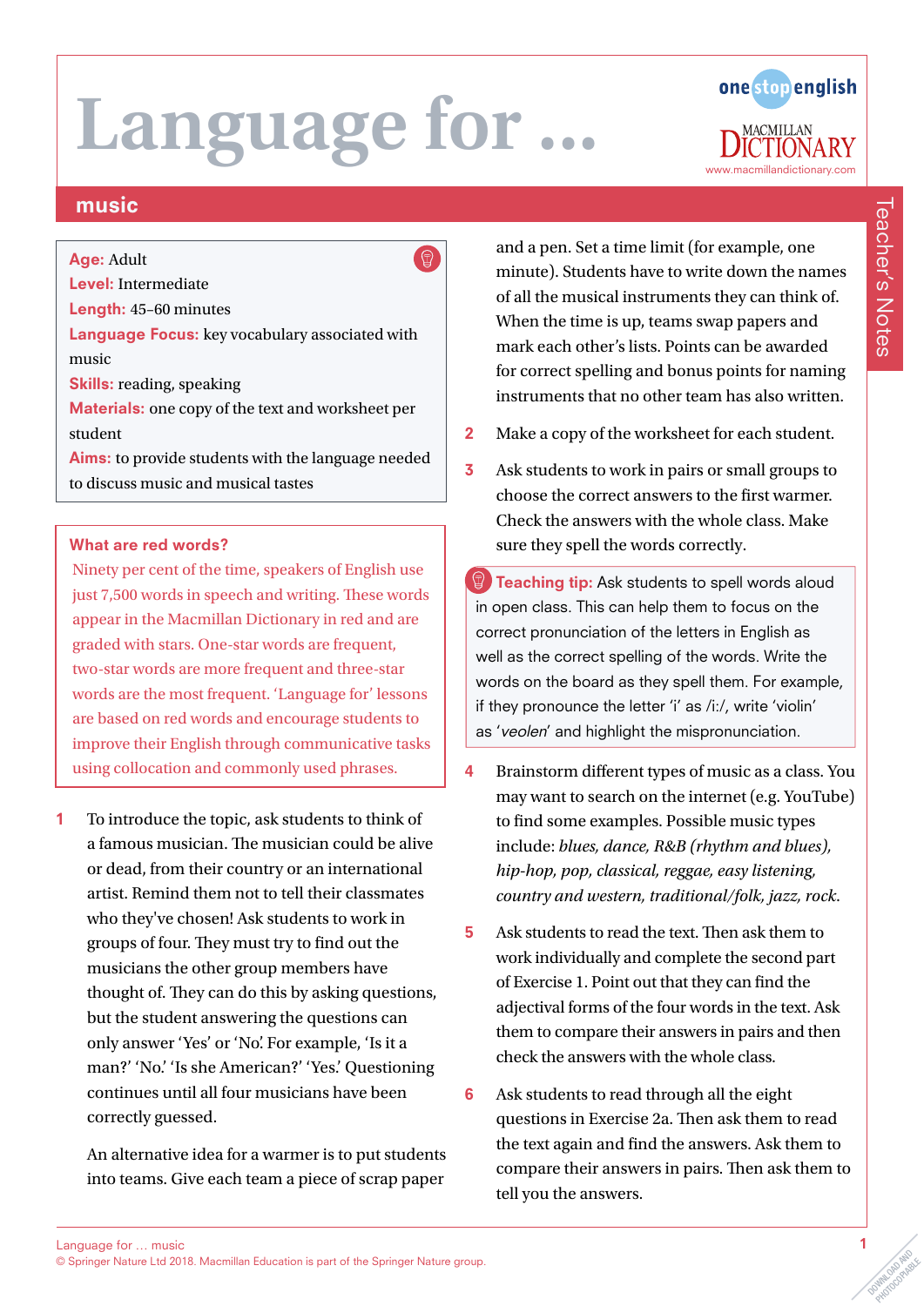# Language for …

## music

**Age:** Adult
**Level:** Intermediate
**Length:** 45–60 minutes
**Language Focus:** key vocabulary associated with music
**Skills:** reading, speaking
**Materials:** one copy of the text and worksheet per student
**Aims:** to provide students with the language needed to discuss music and musical tastes

### What are red words?

Ninety per cent of the time, speakers of English use just 7,500 words in speech and writing. These words appear in the Macmillan Dictionary in red and are graded with stars. One-star words are frequent, two-star words are more frequent and three-star words are the most frequent. 'Language for' lessons are based on red words and encourage students to improve their English through communicative tasks using collocation and commonly used phrases.

1. To introduce the topic, ask students to think of a famous musician. The musician could be alive or dead, from their country or an international artist. Remind them not to tell their classmates who they've chosen! Ask students to work in groups of four. They must try to find out the musicians the other group members have thought of. They can do this by asking questions, but the student answering the questions can only answer 'Yes' or 'No'. For example, 'Is it a man?' 'No.' 'Is she American?' 'Yes.' Questioning continues until all four musicians have been correctly guessed.

   An alternative idea for a warmer is to put students into teams. Give each team a piece of scrap paper and a pen. Set a time limit (for example, one minute). Students have to write down the names of all the musical instruments they can think of. When the time is up, teams swap papers and mark each other's lists. Points can be awarded for correct spelling and bonus points for naming instruments that no other team has also written.

2. Make a copy of the worksheet for each student.

3. Ask students to work in pairs or small groups to choose the correct answers to the first warmer. Check the answers with the whole class. Make sure they spell the words correctly.

**Teaching tip:** Ask students to spell words aloud in open class. This can help them to focus on the correct pronunciation of the letters in English as well as the correct spelling of the words. Write the words on the board as they spell them. For example, if they pronounce the letter 'i' as /i:/, write 'violin' as '*veolen*' and highlight the mispronunciation.

4. Brainstorm different types of music as a class. You may want to search on the internet (e.g. YouTube) to find some examples. Possible music types include: *blues, dance, R&B (rhythm and blues), hip-hop, pop, classical, reggae, easy listening, country and western, traditional/folk, jazz, rock*.

5. Ask students to read the text. Then ask them to work individually and complete the second part of Exercise 1. Point out that they can find the adjectival forms of the four words in the text. Ask them to compare their answers in pairs and then check the answers with the whole class.

6. Ask students to read through all the eight questions in Exercise 2a. Then ask them to read the text again and find the answers. Ask them to compare their answers in pairs. Then ask them to tell you the answers.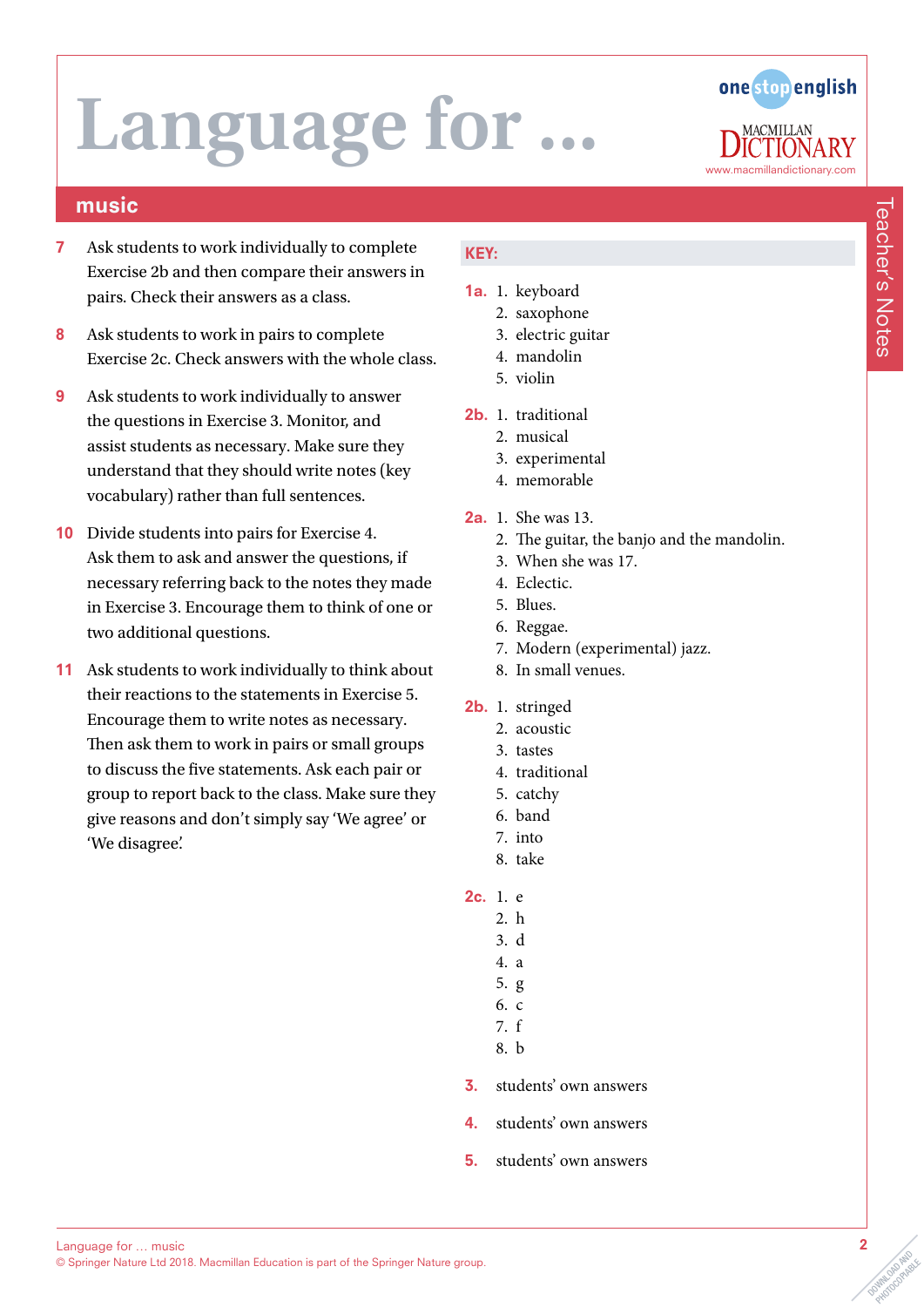# Language for …

## music

7 Ask students to work individually to complete Exercise 2b and then compare their answers in pairs. Check their answers as a class.

8 Ask students to work in pairs to complete Exercise 2c. Check answers with the whole class.

9 Ask students to work individually to answer the questions in Exercise 3. Monitor, and assist students as necessary. Make sure they understand that they should write notes (key vocabulary) rather than full sentences.

10 Divide students into pairs for Exercise 4. Ask them to ask and answer the questions, if necessary referring back to the notes they made in Exercise 3. Encourage them to think of one or two additional questions.

11 Ask students to work individually to think about their reactions to the statements in Exercise 5. Encourage them to write notes as necessary. Then ask them to work in pairs or small groups to discuss the five statements. Ask each pair or group to report back to the class. Make sure they give reasons and don't simply say 'We agree' or 'We disagree'.

**KEY:**

**1a.**
1. keyboard
2. saxophone
3. electric guitar
4. mandolin
5. violin

**2b.**
1. traditional
2. musical
3. experimental
4. memorable

**2a.**
1. She was 13.
2. The guitar, the banjo and the mandolin.
3. When she was 17.
4. Eclectic.
5. Blues.
6. Reggae.
7. Modern (experimental) jazz.
8. In small venues.

**2b.**
1. stringed
2. acoustic
3. tastes
4. traditional
5. catchy
6. band
7. into
8. take

**2c.**
1. e
2. h
3. d
4. a
5. g
6. c
7. f
8. b

**3.** students' own answers

**4.** students' own answers

**5.** students' own answers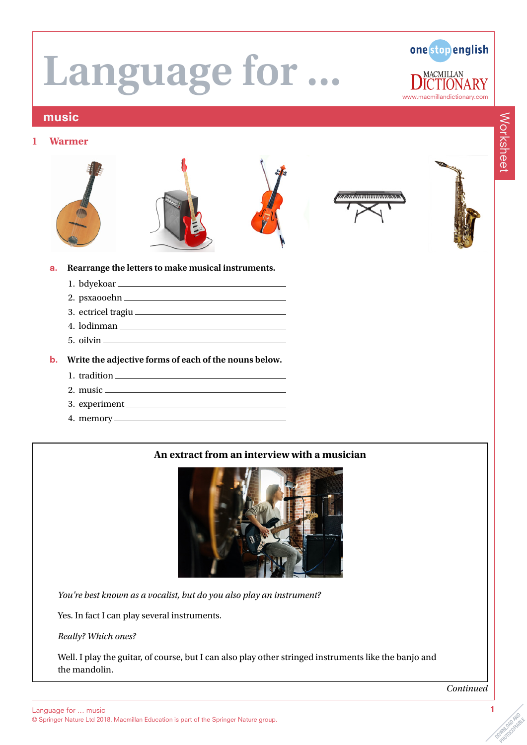# Language for …

## music

### 1 Warmer

**a. Rearrange the letters to make musical instruments.**

1. bdyekoar ____________________
2. psxaooehn ____________________
3. ectricel tragiu ____________________
4. lodinman ____________________
5. oilvin ____________________

**b. Write the adjective forms of each of the nouns below.**

1. tradition ____________________
2. music ____________________
3. experiment ____________________
4. memory ____________________

**An extract from an interview with a musician**

*You're best known as a vocalist, but do you also play an instrument?*

Yes. In fact I can play several instruments.

*Really? Which ones?*

Well. I play the guitar, of course, but I can also play other stringed instruments like the banjo and the mandolin.

*Continued*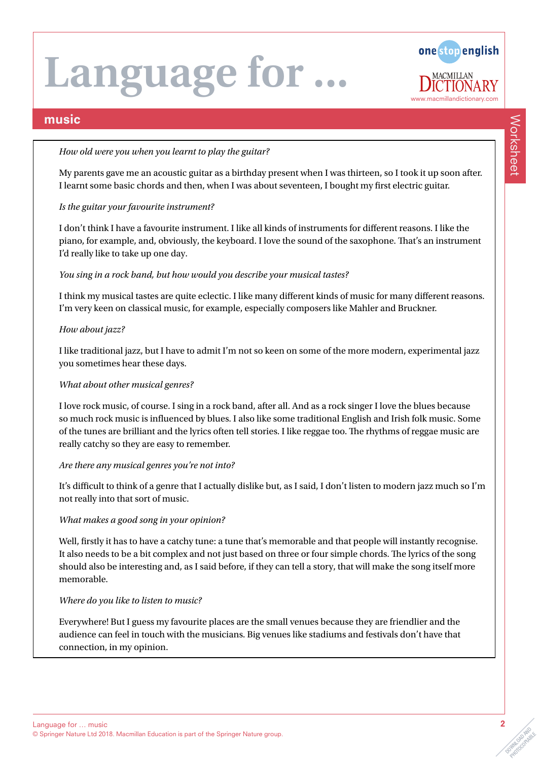# Language for …

## music

*How old were you when you learnt to play the guitar?*

My parents gave me an acoustic guitar as a birthday present when I was thirteen, so I took it up soon after. I learnt some basic chords and then, when I was about seventeen, I bought my first electric guitar.

*Is the guitar your favourite instrument?*

I don't think I have a favourite instrument. I like all kinds of instruments for different reasons. I like the piano, for example, and, obviously, the keyboard. I love the sound of the saxophone. That's an instrument I'd really like to take up one day.

*You sing in a rock band, but how would you describe your musical tastes?*

I think my musical tastes are quite eclectic. I like many different kinds of music for many different reasons. I'm very keen on classical music, for example, especially composers like Mahler and Bruckner.

*How about jazz?*

I like traditional jazz, but I have to admit I'm not so keen on some of the more modern, experimental jazz you sometimes hear these days.

*What about other musical genres?*

I love rock music, of course. I sing in a rock band, after all. And as a rock singer I love the blues because so much rock music is influenced by blues. I also like some traditional English and Irish folk music. Some of the tunes are brilliant and the lyrics often tell stories. I like reggae too. The rhythms of reggae music are really catchy so they are easy to remember.

*Are there any musical genres you're not into?*

It's difficult to think of a genre that I actually dislike but, as I said, I don't listen to modern jazz much so I'm not really into that sort of music.

*What makes a good song in your opinion?*

Well, firstly it has to have a catchy tune: a tune that's memorable and that people will instantly recognise. It also needs to be a bit complex and not just based on three or four simple chords. The lyrics of the song should also be interesting and, as I said before, if they can tell a story, that will make the song itself more memorable.

*Where do you like to listen to music?*

Everywhere! But I guess my favourite places are the small venues because they are friendlier and the audience can feel in touch with the musicians. Big venues like stadiums and festivals don't have that connection, in my opinion.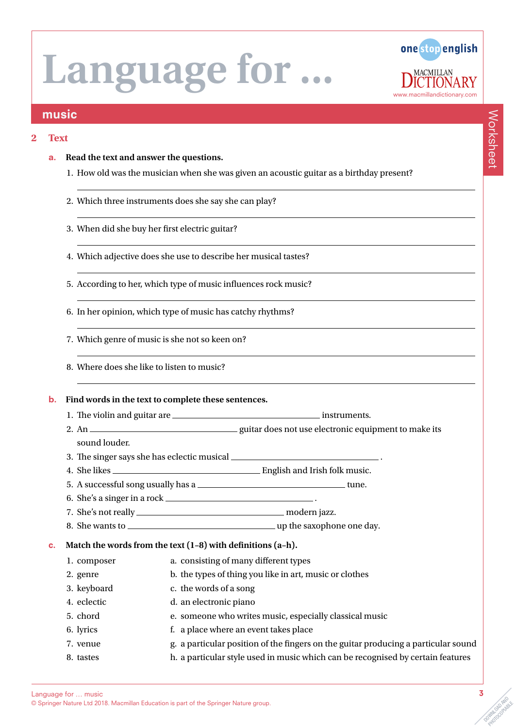# Language for …

## music

**2 Text**

**a. Read the text and answer the questions.**

1. How old was the musician when she was given an acoustic guitar as a birthday present?

_______________________________________________

2. Which three instruments does she say she can play?

_______________________________________________

3. When did she buy her first electric guitar?

_______________________________________________

4. Which adjective does she use to describe her musical tastes?

_______________________________________________

5. According to her, which type of music influences rock music?

_______________________________________________

6. In her opinion, which type of music has catchy rhythms?

_______________________________________________

7. Which genre of music is she not so keen on?

_______________________________________________

8. Where does she like to listen to music?

_______________________________________________

**b. Find words in the text to complete these sentences.**

1. The violin and guitar are ____________________ instruments.
2. An ____________________ guitar does not use electronic equipment to make its sound louder.
3. The singer says she has eclectic musical ____________________ .
4. She likes ____________________ English and Irish folk music.
5. A successful song usually has a ____________________ tune.
6. She's a singer in a rock ____________________ .
7. She's not really ____________________ modern jazz.
8. She wants to ____________________ up the saxophone one day.

**c. Match the words from the text (1–8) with definitions (a–h).**

1. composer
2. genre
3. keyboard
4. eclectic
5. chord
6. lyrics
7. venue
8. tastes

a. consisting of many different types
b. the types of thing you like in art, music or clothes
c. the words of a song
d. an electronic piano
e. someone who writes music, especially classical music
f. a place where an event takes place
g. a particular position of the fingers on the guitar producing a particular sound
h. a particular style used in music which can be recognised by certain features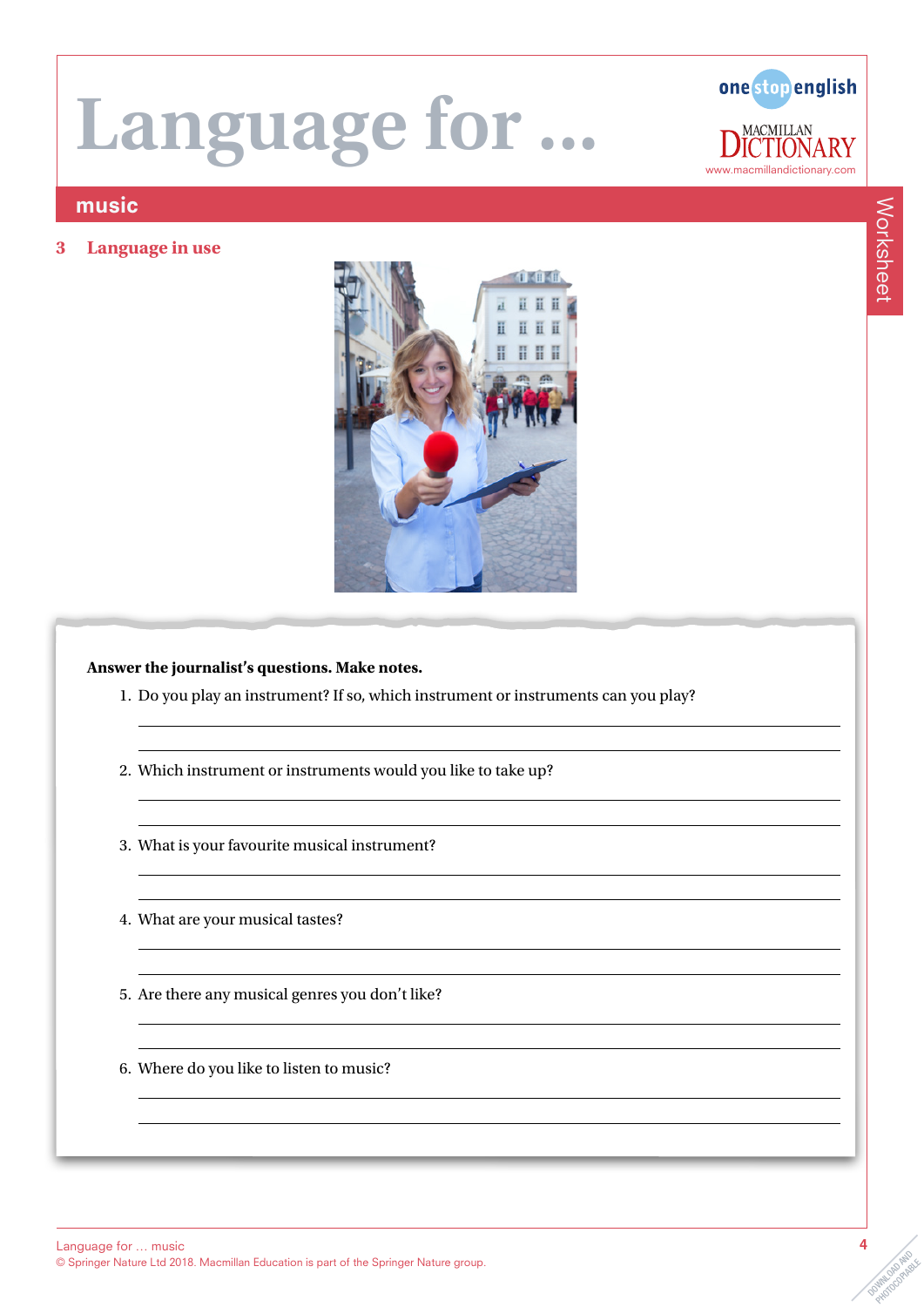# Language for …

## music

### 3 Language in use

**Answer the journalist's questions. Make notes.**

1. Do you play an instrument? If so, which instrument or instruments can you play?

___

___

2. Which instrument or instruments would you like to take up?

___

___

3. What is your favourite musical instrument?

___

___

4. What are your musical tastes?

___

___

5. Are there any musical genres you don't like?

___

___

6. Where do you like to listen to music?

___

___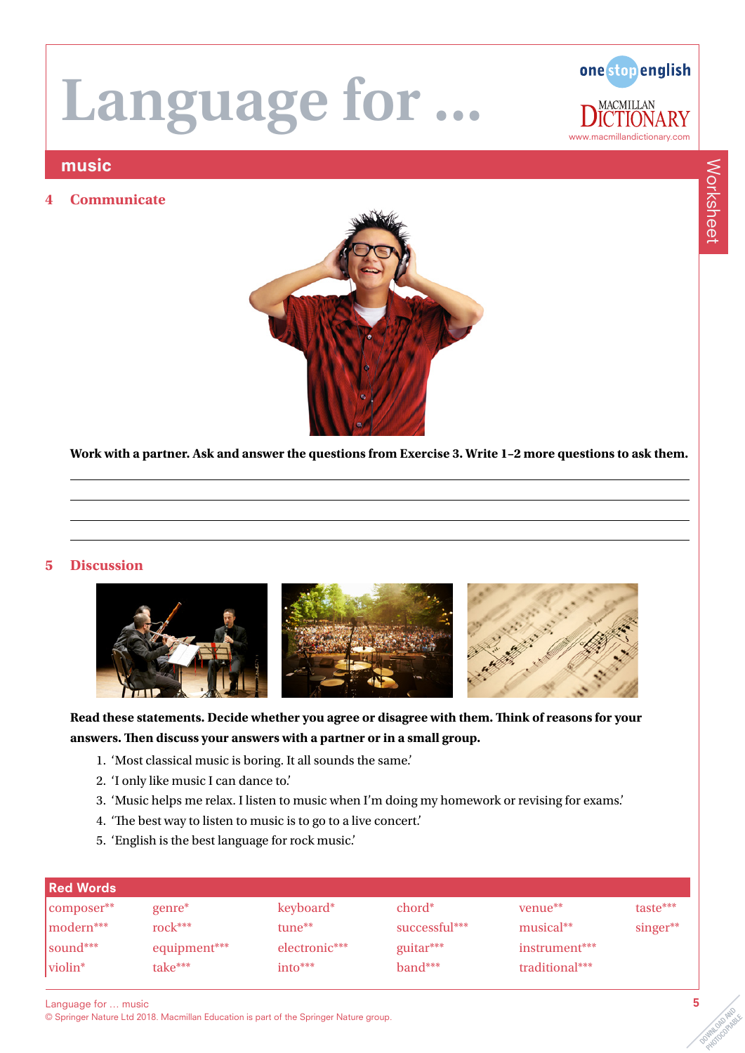# Language for ...

## music

### 4 Communicate

**Work with a partner. Ask and answer the questions from Exercise 3. Write 1–2 more questions to ask them.**

______________________________________________________________________

______________________________________________________________________

______________________________________________________________________

______________________________________________________________________

### 5 Discussion

**Read these statements. Decide whether you agree or disagree with them. Think of reasons for your answers. Then discuss your answers with a partner or in a small group.**

1. 'Most classical music is boring. It all sounds the same.'
2. 'I only like music I can dance to.'
3. 'Music helps me relax. I listen to music when I'm doing my homework or revising for exams.'
4. 'The best way to listen to music is to go to a live concert.'
5. 'English is the best language for rock music.'

**Red Words**

| | | | | | |
|---|---|---|---|---|---|
| composer** | genre* | keyboard* | chord* | venue** | taste*** |
| modern*** | rock*** | tune** | successful*** | musical** | singer** |
| sound*** | equipment*** | electronic*** | guitar*** | instrument*** | |
| violin* | take*** | into*** | band*** | traditional*** | |

Language for … music
© Springer Nature Ltd 2018. Macmillan Education is part of the Springer Nature group.